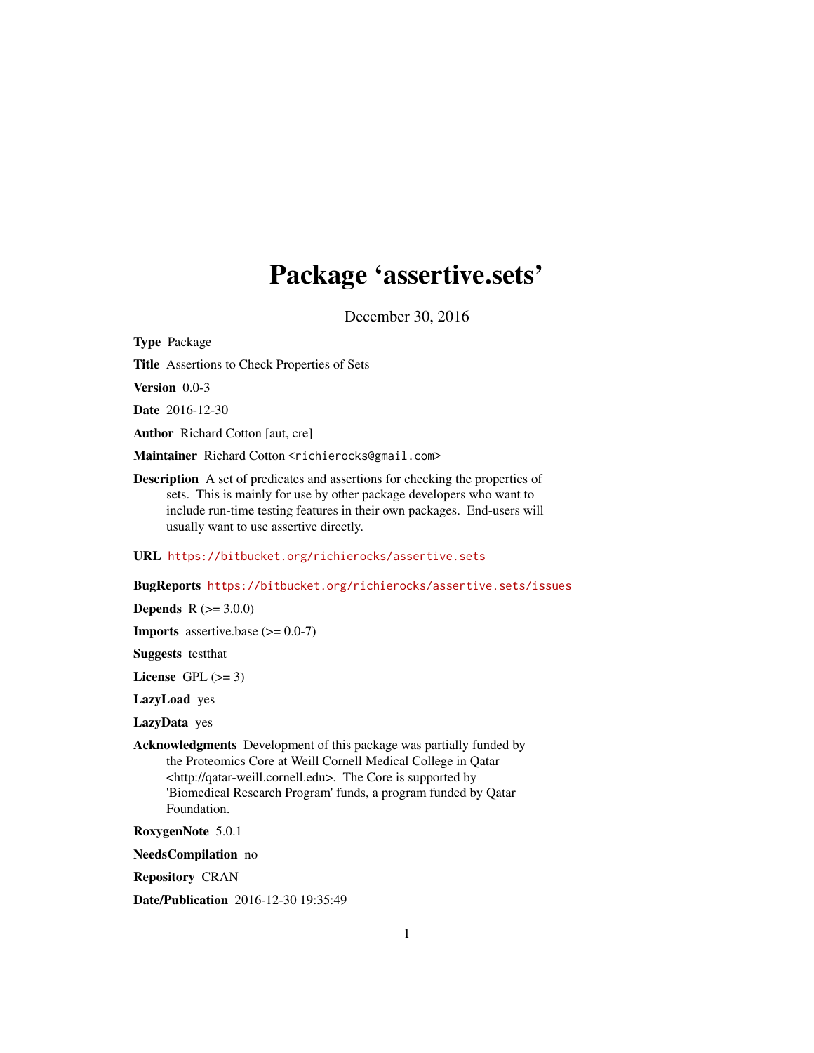# Package 'assertive.sets'

December 30, 2016

**Type** Package

**Title** Assertions to Check Properties of Sets

**Version** 0.0-3

**Date** 2016-12-30

**Author** Richard Cotton [aut, cre]

**Maintainer** Richard Cotton <richierocks@gmail.com>

**Description** A set of predicates and assertions for checking the properties of sets. This is mainly for use by other package developers who want to include run-time testing features in their own packages. End-users will usually want to use assertive directly.

**URL** https://bitbucket.org/richierocks/assertive.sets

**BugReports** https://bitbucket.org/richierocks/assertive.sets/issues

**Depends** R (>= 3.0.0)

**Imports** assertive.base (>= 0.0-7)

**Suggests** testthat

**License** GPL (>= 3)

**LazyLoad** yes

**LazyData** yes

**Acknowledgments** Development of this package was partially funded by the Proteomics Core at Weill Cornell Medical College in Qatar <http://qatar-weill.cornell.edu>. The Core is supported by 'Biomedical Research Program' funds, a program funded by Qatar Foundation.

**RoxygenNote** 5.0.1

**NeedsCompilation** no

**Repository** CRAN

**Date/Publication** 2016-12-30 19:35:49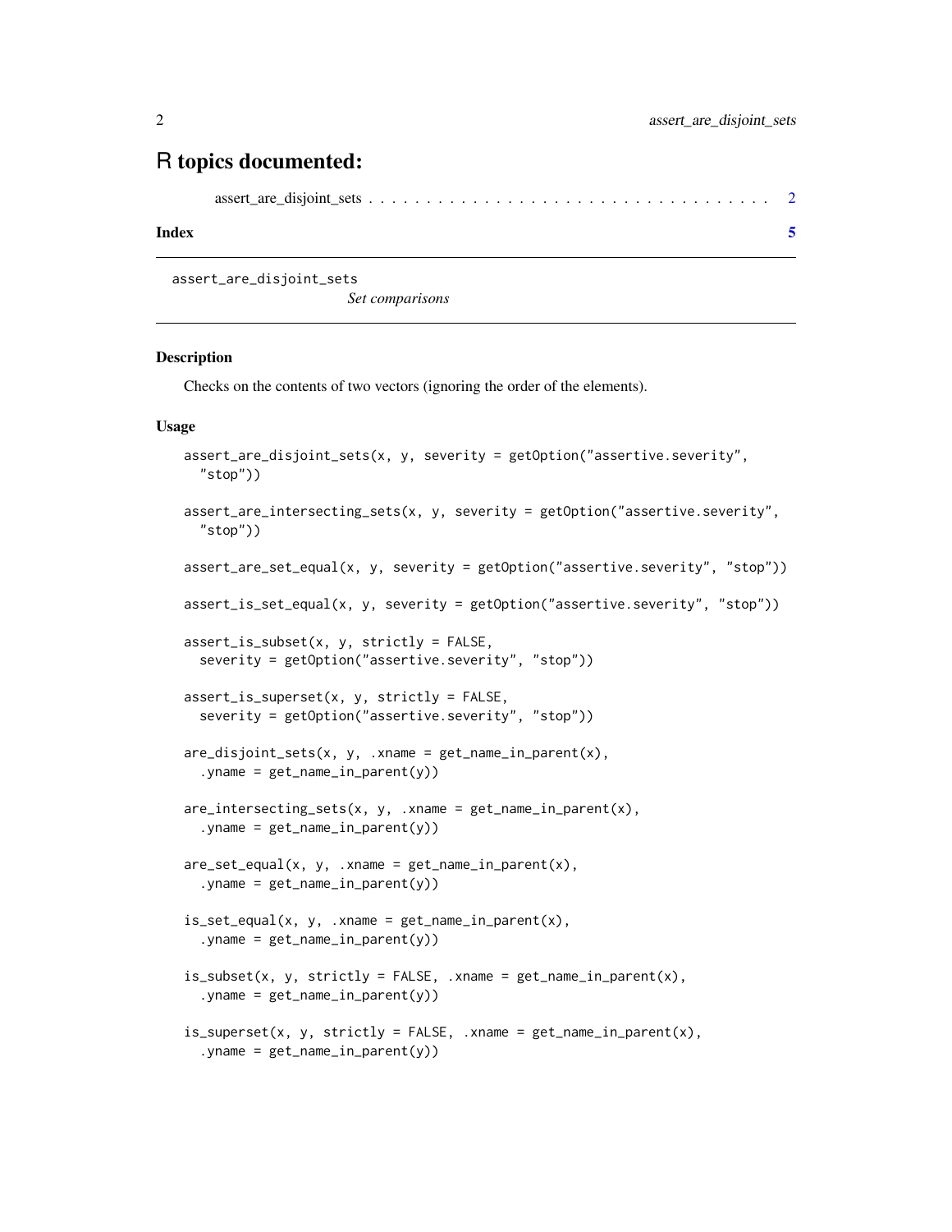# R topics documented:

assert_are_disjoint_sets . . . . . . . . . . . . . . . . . . . . . . . . . . . . . . . . . 2

**Index** 5

---

`assert_are_disjoint_sets` *Set comparisons*

---

## Description

Checks on the contents of two vectors (ignoring the order of the elements).

## Usage

```
assert_are_disjoint_sets(x, y, severity = getOption("assertive.severity",
  "stop"))

assert_are_intersecting_sets(x, y, severity = getOption("assertive.severity",
  "stop"))

assert_are_set_equal(x, y, severity = getOption("assertive.severity", "stop"))

assert_is_set_equal(x, y, severity = getOption("assertive.severity", "stop"))

assert_is_subset(x, y, strictly = FALSE,
  severity = getOption("assertive.severity", "stop"))

assert_is_superset(x, y, strictly = FALSE,
  severity = getOption("assertive.severity", "stop"))

are_disjoint_sets(x, y, .xname = get_name_in_parent(x),
  .yname = get_name_in_parent(y))

are_intersecting_sets(x, y, .xname = get_name_in_parent(x),
  .yname = get_name_in_parent(y))

are_set_equal(x, y, .xname = get_name_in_parent(x),
  .yname = get_name_in_parent(y))

is_set_equal(x, y, .xname = get_name_in_parent(x),
  .yname = get_name_in_parent(y))

is_subset(x, y, strictly = FALSE, .xname = get_name_in_parent(x),
  .yname = get_name_in_parent(y))

is_superset(x, y, strictly = FALSE, .xname = get_name_in_parent(x),
  .yname = get_name_in_parent(y))
```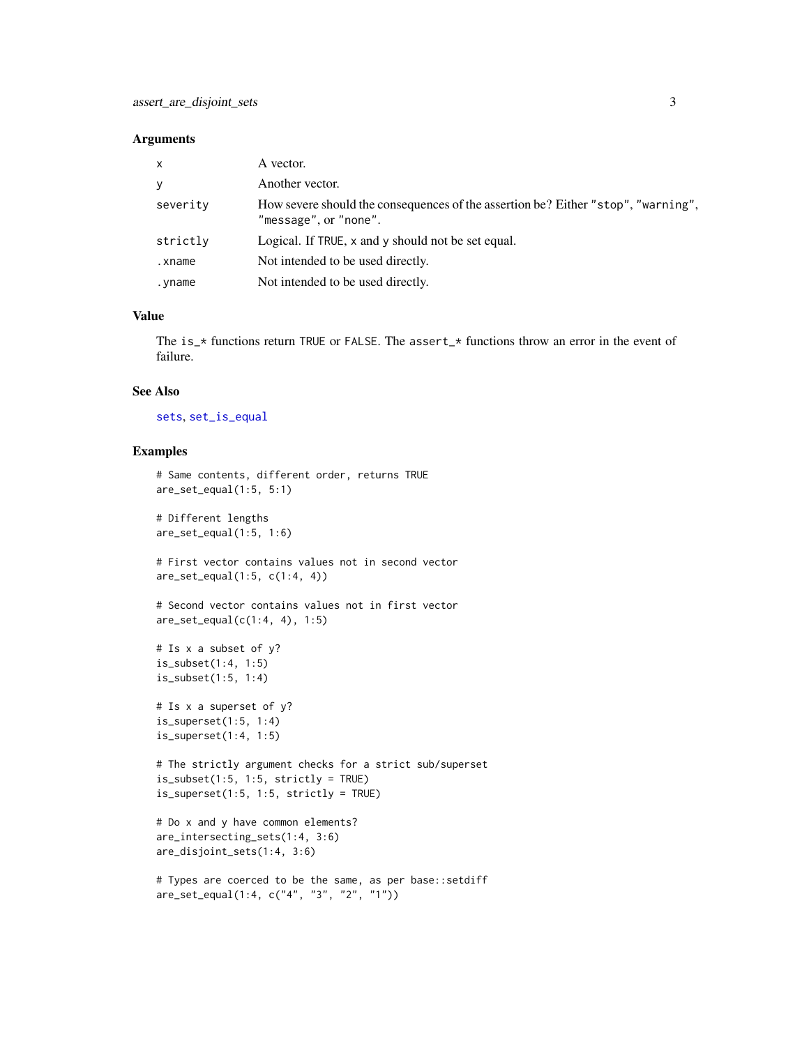## Arguments

| | |
|---|---|
| `x` | A vector. |
| `y` | Another vector. |
| `severity` | How severe should the consequences of the assertion be? Either `"stop"`, `"warning"`, `"message"`, or `"none"`. |
| `strictly` | Logical. If `TRUE`, `x` and `y` should not be set equal. |
| `.xname` | Not intended to be used directly. |
| `.yname` | Not intended to be used directly. |

## Value

The `is_*` functions return `TRUE` or `FALSE`. The `assert_*` functions throw an error in the event of failure.

## See Also

`sets`, `set_is_equal`

## Examples

```
# Same contents, different order, returns TRUE
are_set_equal(1:5, 5:1)

# Different lengths
are_set_equal(1:5, 1:6)

# First vector contains values not in second vector
are_set_equal(1:5, c(1:4, 4))

# Second vector contains values not in first vector
are_set_equal(c(1:4, 4), 1:5)

# Is x a subset of y?
is_subset(1:4, 1:5)
is_subset(1:5, 1:4)

# Is x a superset of y?
is_superset(1:5, 1:4)
is_superset(1:4, 1:5)

# The strictly argument checks for a strict sub/superset
is_subset(1:5, 1:5, strictly = TRUE)
is_superset(1:5, 1:5, strictly = TRUE)

# Do x and y have common elements?
are_intersecting_sets(1:4, 3:6)
are_disjoint_sets(1:4, 3:6)

# Types are coerced to be the same, as per base::setdiff
are_set_equal(1:4, c("4", "3", "2", "1"))
```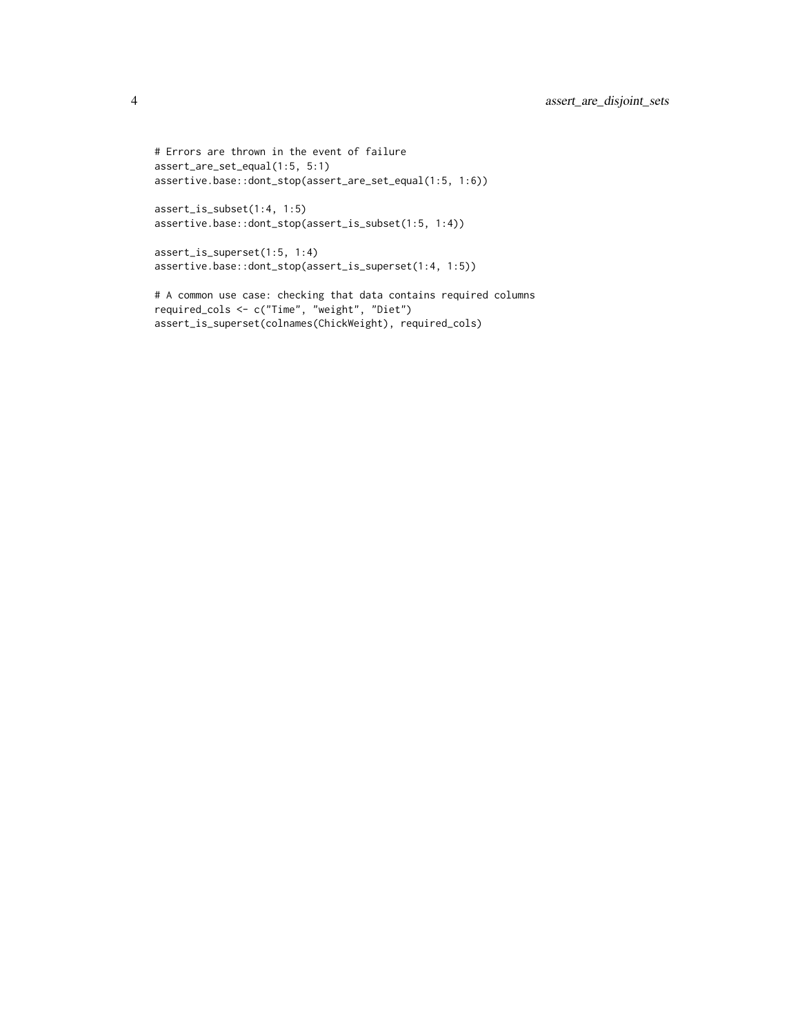```
# Errors are thrown in the event of failure
assert_are_set_equal(1:5, 5:1)
assertive.base::dont_stop(assert_are_set_equal(1:5, 1:6))

assert_is_subset(1:4, 1:5)
assertive.base::dont_stop(assert_is_subset(1:5, 1:4))

assert_is_superset(1:5, 1:4)
assertive.base::dont_stop(assert_is_superset(1:4, 1:5))

# A common use case: checking that data contains required columns
required_cols <- c("Time", "weight", "Diet")
assert_is_superset(colnames(ChickWeight), required_cols)
```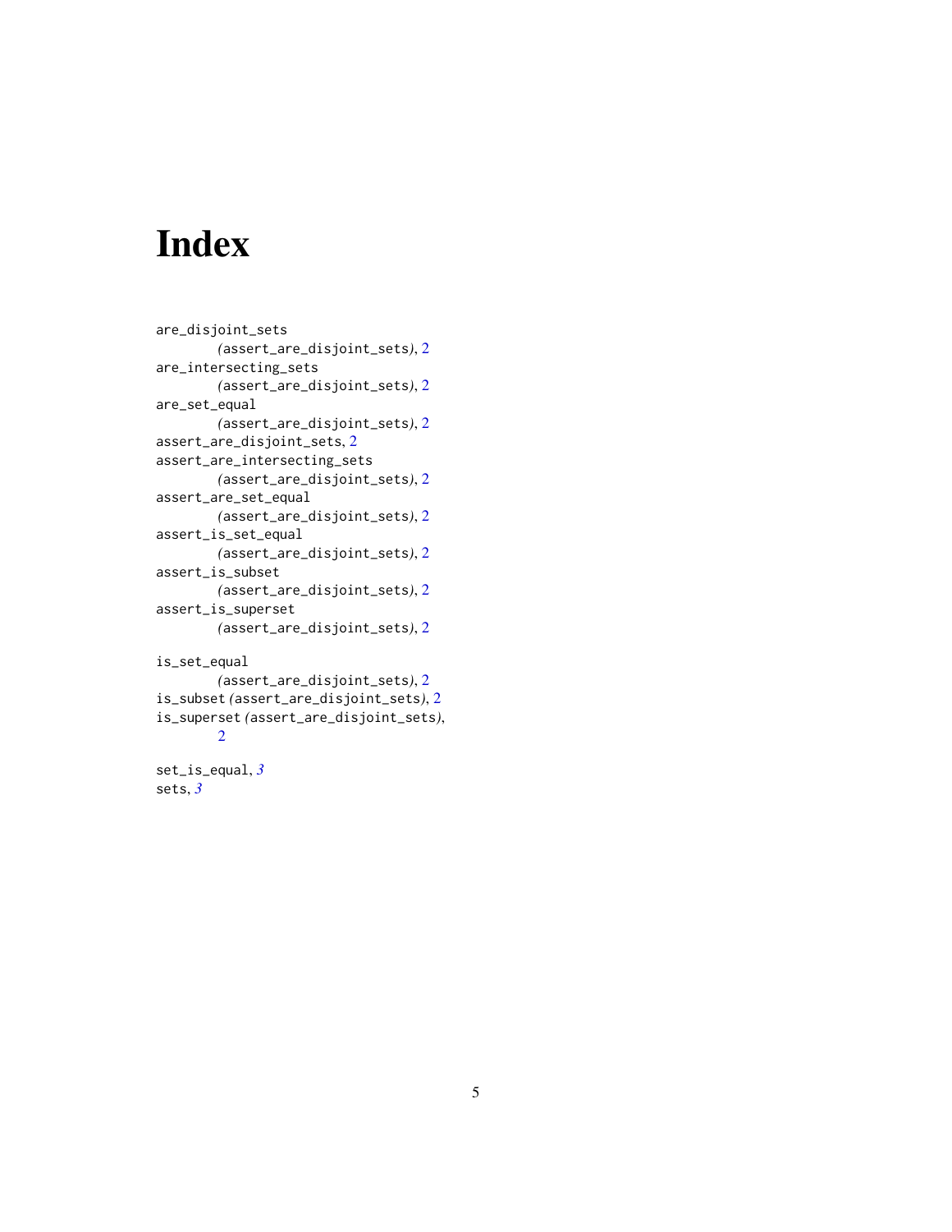# Index

are_disjoint_sets (assert_are_disjoint_sets), 2
are_intersecting_sets (assert_are_disjoint_sets), 2
are_set_equal (assert_are_disjoint_sets), 2
assert_are_disjoint_sets, 2
assert_are_intersecting_sets (assert_are_disjoint_sets), 2
assert_are_set_equal (assert_are_disjoint_sets), 2
assert_is_set_equal (assert_are_disjoint_sets), 2
assert_is_subset (assert_are_disjoint_sets), 2
assert_is_superset (assert_are_disjoint_sets), 2

is_set_equal (assert_are_disjoint_sets), 2
is_subset (assert_are_disjoint_sets), 2
is_superset (assert_are_disjoint_sets), 2

set_is_equal, *3*
sets, *3*